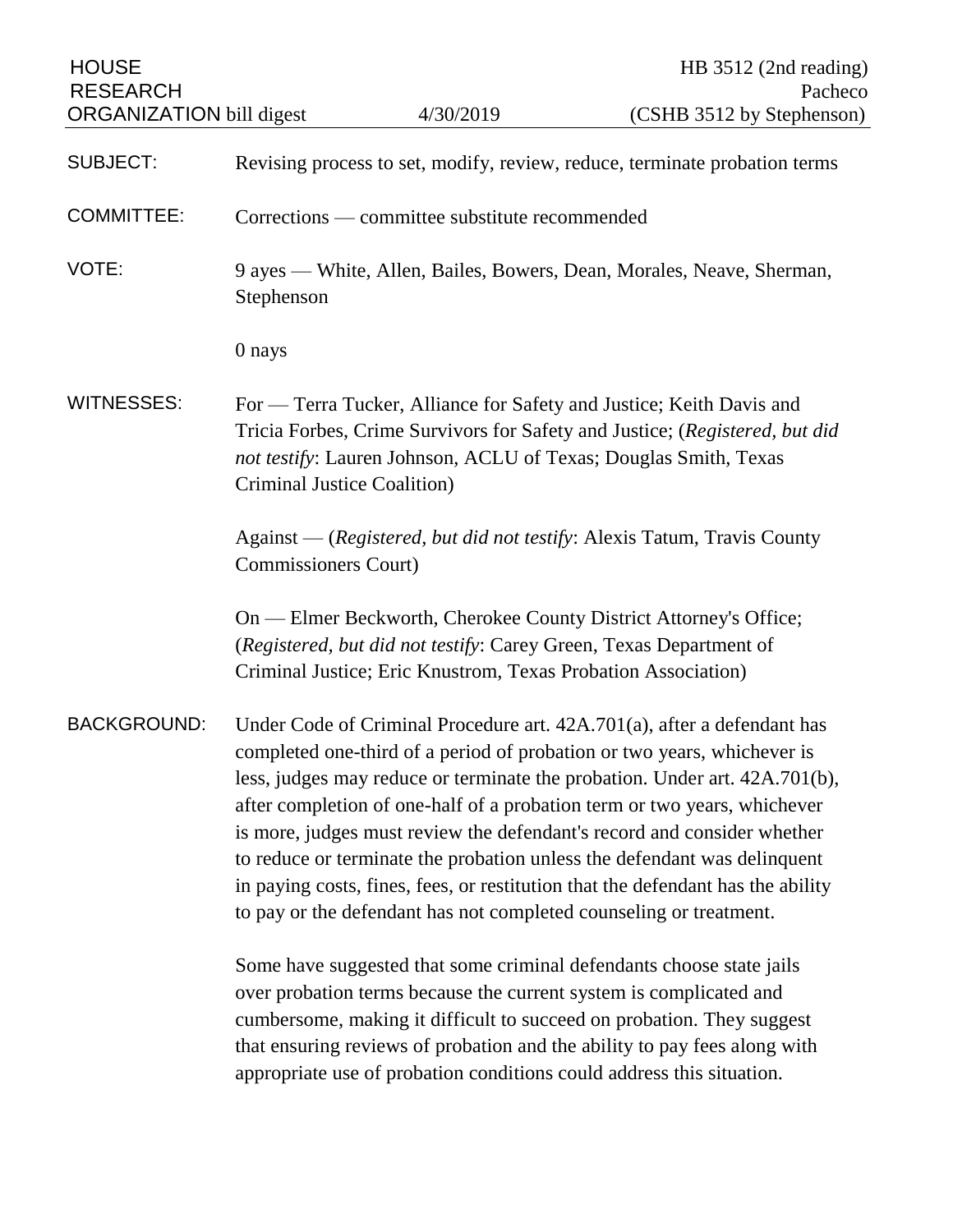HOUSE RESEARCH ORGANIZATION bill digest — 4/30/2019 — HB 3512 (2nd reading) Pacheco (CSHB 3512 by Stephenson)

**SUBJECT:** Revising process to set, modify, review, reduce, terminate probation terms

**COMMITTEE:** Corrections — committee substitute recommended

**VOTE:** 9 ayes — White, Allen, Bailes, Bowers, Dean, Morales, Neave, Sherman, Stephenson

0 nays

**WITNESSES:** For — Terra Tucker, Alliance for Safety and Justice; Keith Davis and Tricia Forbes, Crime Survivors for Safety and Justice; (*Registered, but did not testify*: Lauren Johnson, ACLU of Texas; Douglas Smith, Texas Criminal Justice Coalition)

Against — (*Registered, but did not testify*: Alexis Tatum, Travis County Commissioners Court)

On — Elmer Beckworth, Cherokee County District Attorney's Office; (*Registered, but did not testify*: Carey Green, Texas Department of Criminal Justice; Eric Knustrom, Texas Probation Association)

**BACKGROUND:** Under Code of Criminal Procedure art. 42A.701(a), after a defendant has completed one-third of a period of probation or two years, whichever is less, judges may reduce or terminate the probation. Under art. 42A.701(b), after completion of one-half of a probation term or two years, whichever is more, judges must review the defendant's record and consider whether to reduce or terminate the probation unless the defendant was delinquent in paying costs, fines, fees, or restitution that the defendant has the ability to pay or the defendant has not completed counseling or treatment.

Some have suggested that some criminal defendants choose state jails over probation terms because the current system is complicated and cumbersome, making it difficult to succeed on probation. They suggest that ensuring reviews of probation and the ability to pay fees along with appropriate use of probation conditions could address this situation.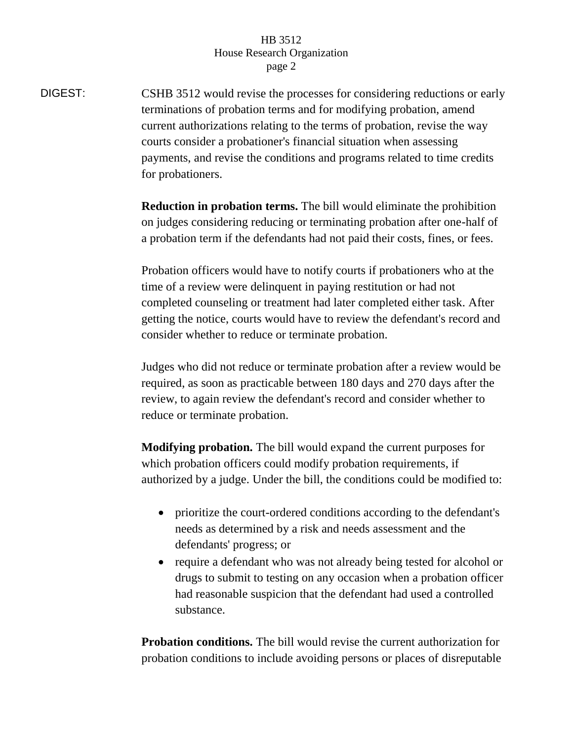DIGEST: CSHB 3512 would revise the processes for considering reductions or early terminations of probation terms and for modifying probation, amend current authorizations relating to the terms of probation, revise the way courts consider a probationer's financial situation when assessing payments, and revise the conditions and programs related to time credits for probationers.

**Reduction in probation terms.** The bill would eliminate the prohibition on judges considering reducing or terminating probation after one-half of a probation term if the defendants had not paid their costs, fines, or fees.

Probation officers would have to notify courts if probationers who at the time of a review were delinquent in paying restitution or had not completed counseling or treatment had later completed either task. After getting the notice, courts would have to review the defendant's record and consider whether to reduce or terminate probation.

Judges who did not reduce or terminate probation after a review would be required, as soon as practicable between 180 days and 270 days after the review, to again review the defendant's record and consider whether to reduce or terminate probation.

**Modifying probation.** The bill would expand the current purposes for which probation officers could modify probation requirements, if authorized by a judge. Under the bill, the conditions could be modified to:

- prioritize the court-ordered conditions according to the defendant's needs as determined by a risk and needs assessment and the defendants' progress; or
- require a defendant who was not already being tested for alcohol or drugs to submit to testing on any occasion when a probation officer had reasonable suspicion that the defendant had used a controlled substance.

**Probation conditions.** The bill would revise the current authorization for probation conditions to include avoiding persons or places of disreputable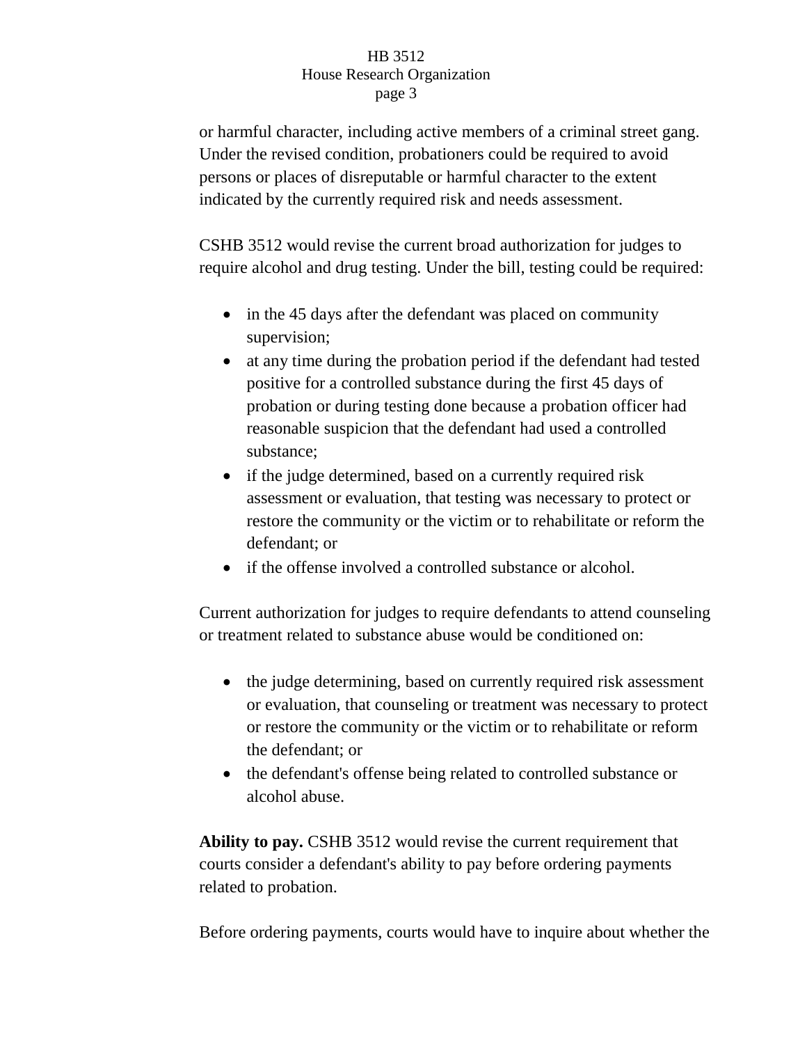or harmful character, including active members of a criminal street gang. Under the revised condition, probationers could be required to avoid persons or places of disreputable or harmful character to the extent indicated by the currently required risk and needs assessment.

CSHB 3512 would revise the current broad authorization for judges to require alcohol and drug testing. Under the bill, testing could be required:

- in the 45 days after the defendant was placed on community supervision;
- at any time during the probation period if the defendant had tested positive for a controlled substance during the first 45 days of probation or during testing done because a probation officer had reasonable suspicion that the defendant had used a controlled substance;
- if the judge determined, based on a currently required risk assessment or evaluation, that testing was necessary to protect or restore the community or the victim or to rehabilitate or reform the defendant; or
- if the offense involved a controlled substance or alcohol.

Current authorization for judges to require defendants to attend counseling or treatment related to substance abuse would be conditioned on:

- the judge determining, based on currently required risk assessment or evaluation, that counseling or treatment was necessary to protect or restore the community or the victim or to rehabilitate or reform the defendant; or
- the defendant's offense being related to controlled substance or alcohol abuse.

**Ability to pay.** CSHB 3512 would revise the current requirement that courts consider a defendant's ability to pay before ordering payments related to probation.

Before ordering payments, courts would have to inquire about whether the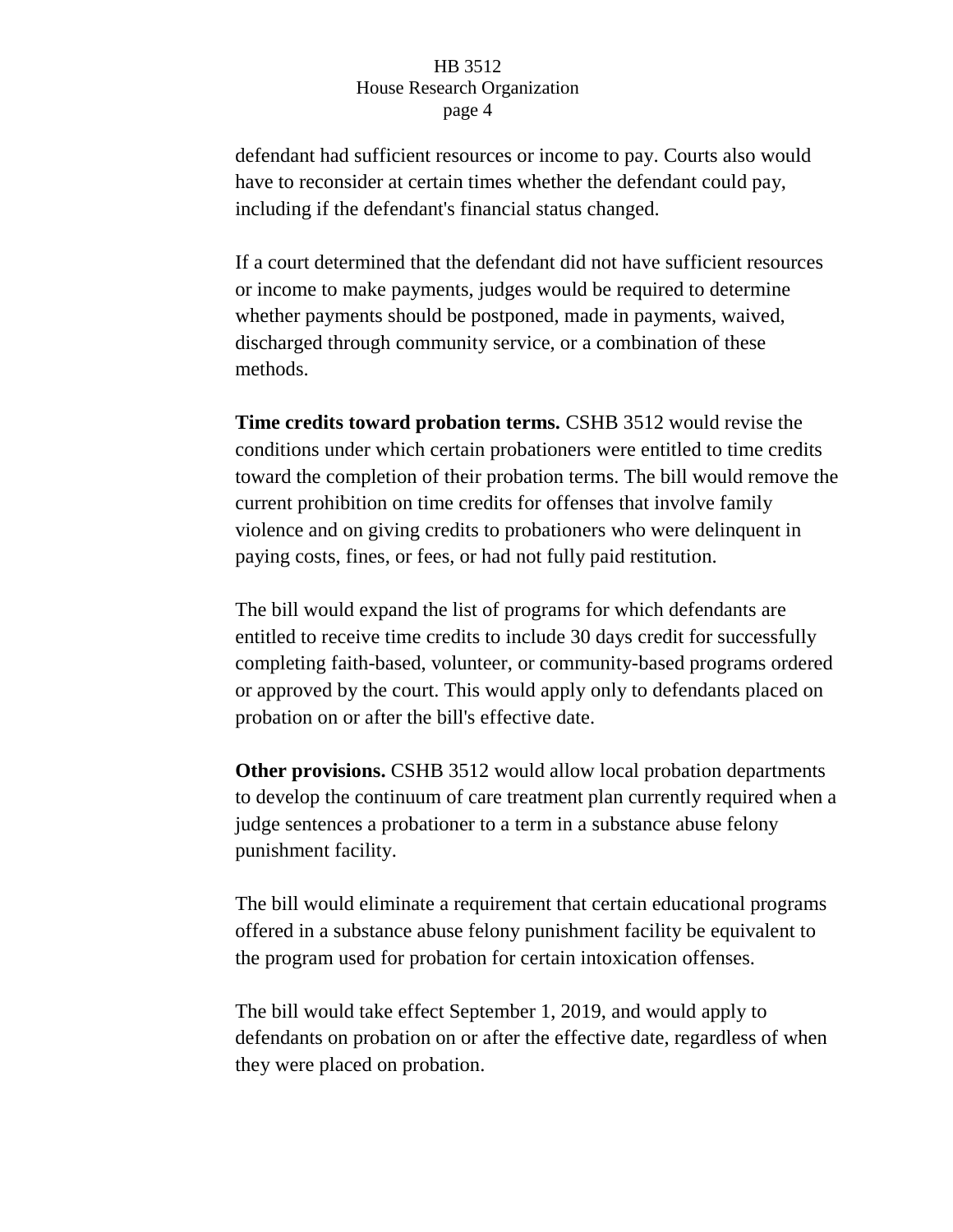defendant had sufficient resources or income to pay. Courts also would have to reconsider at certain times whether the defendant could pay, including if the defendant's financial status changed.

If a court determined that the defendant did not have sufficient resources or income to make payments, judges would be required to determine whether payments should be postponed, made in payments, waived, discharged through community service, or a combination of these methods.

**Time credits toward probation terms.** CSHB 3512 would revise the conditions under which certain probationers were entitled to time credits toward the completion of their probation terms. The bill would remove the current prohibition on time credits for offenses that involve family violence and on giving credits to probationers who were delinquent in paying costs, fines, or fees, or had not fully paid restitution.

The bill would expand the list of programs for which defendants are entitled to receive time credits to include 30 days credit for successfully completing faith-based, volunteer, or community-based programs ordered or approved by the court. This would apply only to defendants placed on probation on or after the bill's effective date.

**Other provisions.** CSHB 3512 would allow local probation departments to develop the continuum of care treatment plan currently required when a judge sentences a probationer to a term in a substance abuse felony punishment facility.

The bill would eliminate a requirement that certain educational programs offered in a substance abuse felony punishment facility be equivalent to the program used for probation for certain intoxication offenses.

The bill would take effect September 1, 2019, and would apply to defendants on probation on or after the effective date, regardless of when they were placed on probation.